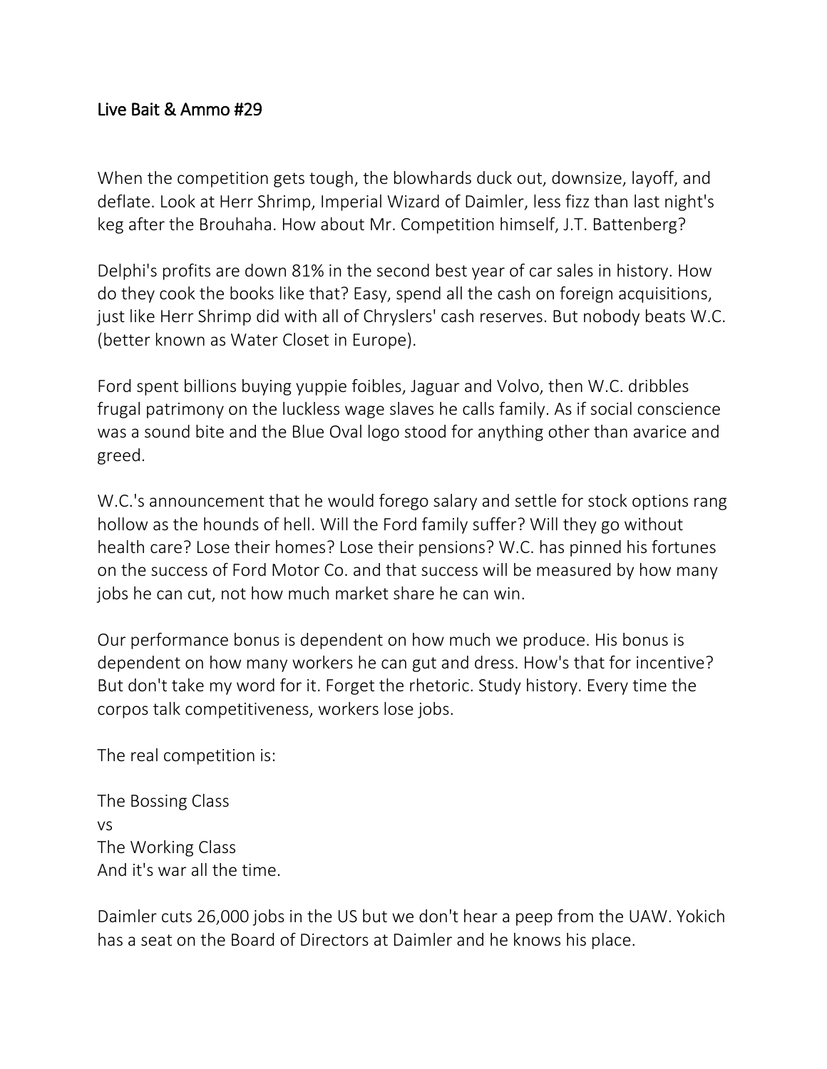# Live Bait & Ammo #29

When the competition gets tough, the blowhards duck out, downsize, layoff, and deflate. Look at Herr Shrimp, Imperial Wizard of Daimler, less fizz than last night's keg after the Brouhaha. How about Mr. Competition himself, J.T. Battenberg?

Delphi's profits are down 81% in the second best year of car sales in history. How do they cook the books like that? Easy, spend all the cash on foreign acquisitions, just like Herr Shrimp did with all of Chryslers' cash reserves. But nobody beats W.C. (better known as Water Closet in Europe).

Ford spent billions buying yuppie foibles, Jaguar and Volvo, then W.C. dribbles frugal patrimony on the luckless wage slaves he calls family. As if social conscience was a sound bite and the Blue Oval logo stood for anything other than avarice and greed.

W.C.'s announcement that he would forego salary and settle for stock options rang hollow as the hounds of hell. Will the Ford family suffer? Will they go without health care? Lose their homes? Lose their pensions? W.C. has pinned his fortunes on the success of Ford Motor Co. and that success will be measured by how many jobs he can cut, not how much market share he can win.

Our performance bonus is dependent on how much we produce. His bonus is dependent on how many workers he can gut and dress. How's that for incentive? But don't take my word for it. Forget the rhetoric. Study history. Every time the corpos talk competitiveness, workers lose jobs.

The real competition is:

The Bossing Class
vs
The Working Class
And it's war all the time.

Daimler cuts 26,000 jobs in the US but we don't hear a peep from the UAW. Yokich has a seat on the Board of Directors at Daimler and he knows his place.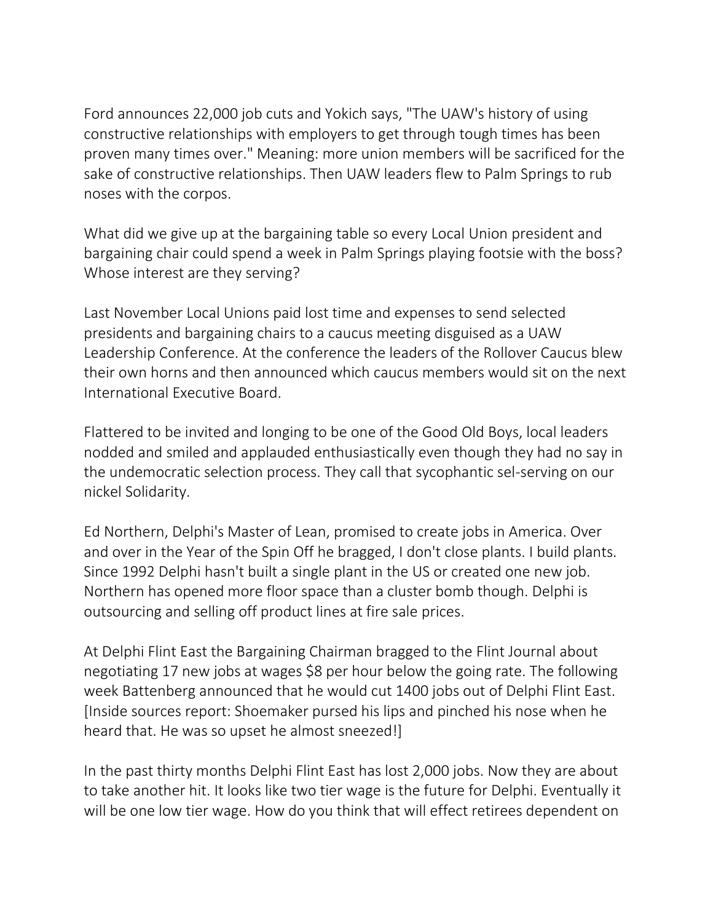Ford announces 22,000 job cuts and Yokich says, "The UAW's history of using constructive relationships with employers to get through tough times has been proven many times over." Meaning: more union members will be sacrificed for the sake of constructive relationships. Then UAW leaders flew to Palm Springs to rub noses with the corpos.

What did we give up at the bargaining table so every Local Union president and bargaining chair could spend a week in Palm Springs playing footsie with the boss? Whose interest are they serving?

Last November Local Unions paid lost time and expenses to send selected presidents and bargaining chairs to a caucus meeting disguised as a UAW Leadership Conference. At the conference the leaders of the Rollover Caucus blew their own horns and then announced which caucus members would sit on the next International Executive Board.

Flattered to be invited and longing to be one of the Good Old Boys, local leaders nodded and smiled and applauded enthusiastically even though they had no say in the undemocratic selection process. They call that sycophantic sel-serving on our nickel Solidarity.

Ed Northern, Delphi's Master of Lean, promised to create jobs in America. Over and over in the Year of the Spin Off he bragged, I don't close plants. I build plants. Since 1992 Delphi hasn't built a single plant in the US or created one new job. Northern has opened more floor space than a cluster bomb though. Delphi is outsourcing and selling off product lines at fire sale prices.

At Delphi Flint East the Bargaining Chairman bragged to the Flint Journal about negotiating 17 new jobs at wages $8 per hour below the going rate. The following week Battenberg announced that he would cut 1400 jobs out of Delphi Flint East. [Inside sources report: Shoemaker pursed his lips and pinched his nose when he heard that. He was so upset he almost sneezed!]

In the past thirty months Delphi Flint East has lost 2,000 jobs. Now they are about to take another hit. It looks like two tier wage is the future for Delphi. Eventually it will be one low tier wage. How do you think that will effect retirees dependent on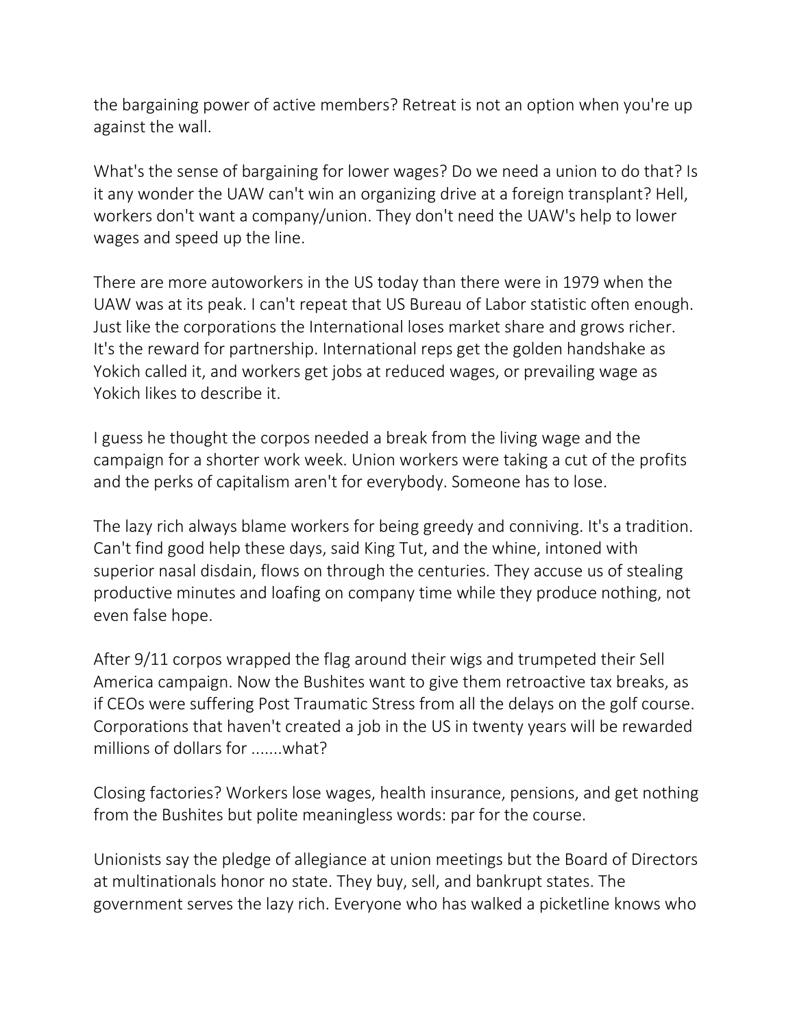the bargaining power of active members? Retreat is not an option when you're up against the wall.

What's the sense of bargaining for lower wages? Do we need a union to do that? Is it any wonder the UAW can't win an organizing drive at a foreign transplant? Hell, workers don't want a company/union. They don't need the UAW's help to lower wages and speed up the line.

There are more autoworkers in the US today than there were in 1979 when the UAW was at its peak. I can't repeat that US Bureau of Labor statistic often enough. Just like the corporations the International loses market share and grows richer. It's the reward for partnership. International reps get the golden handshake as Yokich called it, and workers get jobs at reduced wages, or prevailing wage as Yokich likes to describe it.

I guess he thought the corpos needed a break from the living wage and the campaign for a shorter work week. Union workers were taking a cut of the profits and the perks of capitalism aren't for everybody. Someone has to lose.

The lazy rich always blame workers for being greedy and conniving. It's a tradition. Can't find good help these days, said King Tut, and the whine, intoned with superior nasal disdain, flows on through the centuries. They accuse us of stealing productive minutes and loafing on company time while they produce nothing, not even false hope.

After 9/11 corpos wrapped the flag around their wigs and trumpeted their Sell America campaign. Now the Bushites want to give them retroactive tax breaks, as if CEOs were suffering Post Traumatic Stress from all the delays on the golf course. Corporations that haven't created a job in the US in twenty years will be rewarded millions of dollars for .......what?

Closing factories? Workers lose wages, health insurance, pensions, and get nothing from the Bushites but polite meaningless words: par for the course.

Unionists say the pledge of allegiance at union meetings but the Board of Directors at multinationals honor no state. They buy, sell, and bankrupt states. The government serves the lazy rich. Everyone who has walked a picketline knows who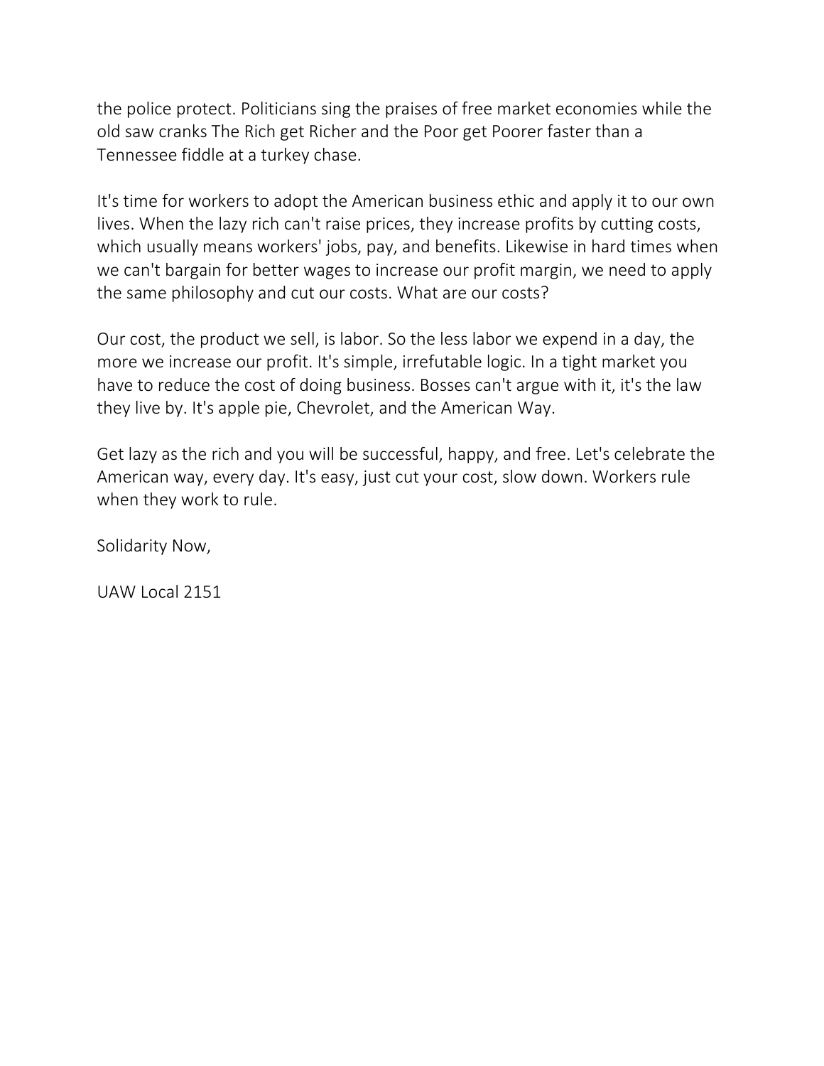the police protect. Politicians sing the praises of free market economies while the old saw cranks The Rich get Richer and the Poor get Poorer faster than a Tennessee fiddle at a turkey chase.

It's time for workers to adopt the American business ethic and apply it to our own lives. When the lazy rich can't raise prices, they increase profits by cutting costs, which usually means workers' jobs, pay, and benefits. Likewise in hard times when we can't bargain for better wages to increase our profit margin, we need to apply the same philosophy and cut our costs. What are our costs?

Our cost, the product we sell, is labor. So the less labor we expend in a day, the more we increase our profit. It's simple, irrefutable logic. In a tight market you have to reduce the cost of doing business. Bosses can't argue with it, it's the law they live by. It's apple pie, Chevrolet, and the American Way.

Get lazy as the rich and you will be successful, happy, and free. Let's celebrate the American way, every day. It's easy, just cut your cost, slow down. Workers rule when they work to rule.

Solidarity Now,

UAW Local 2151